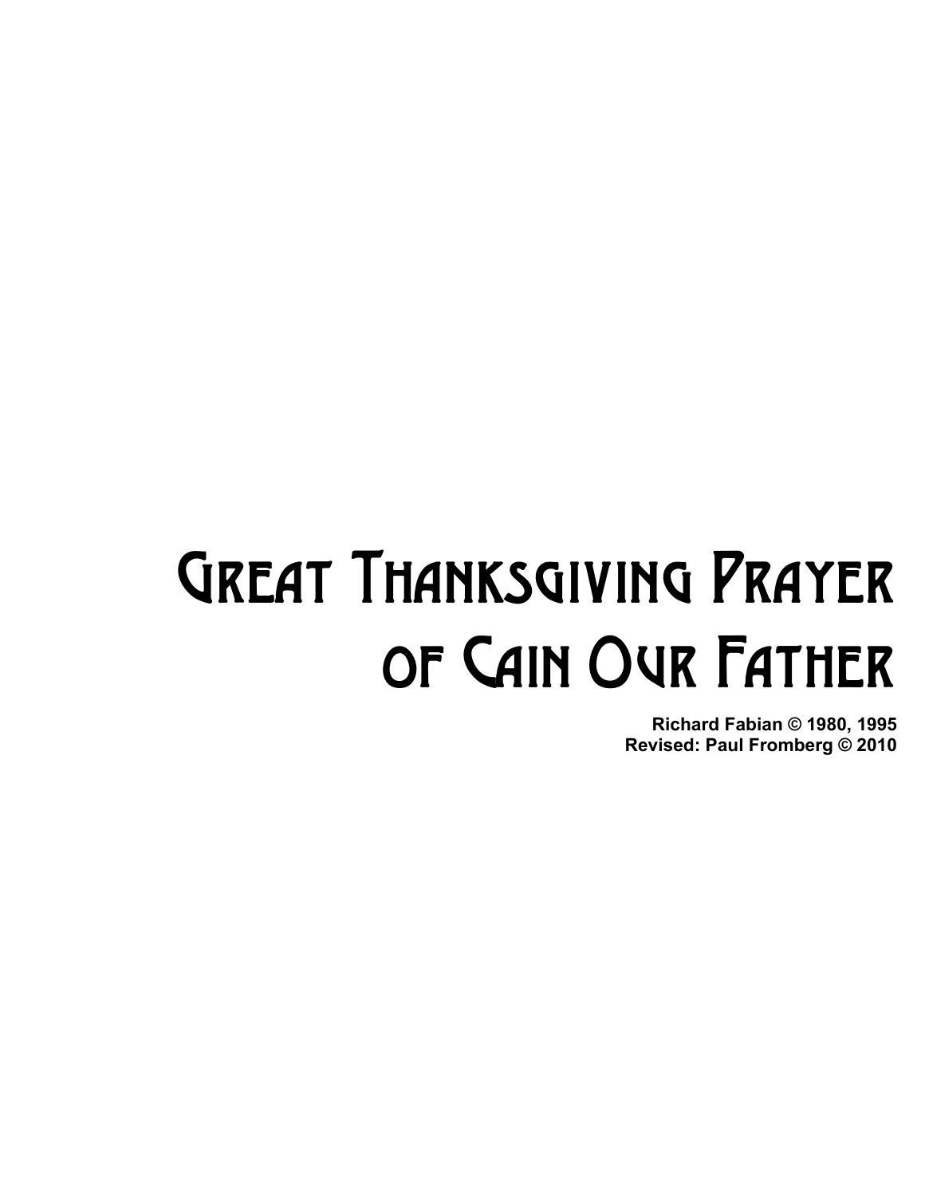# Great Thanksgiving Prayer of Cain Our Father

**Richard Fabian © 1980, 1995**
**Revised: Paul Fromberg © 2010**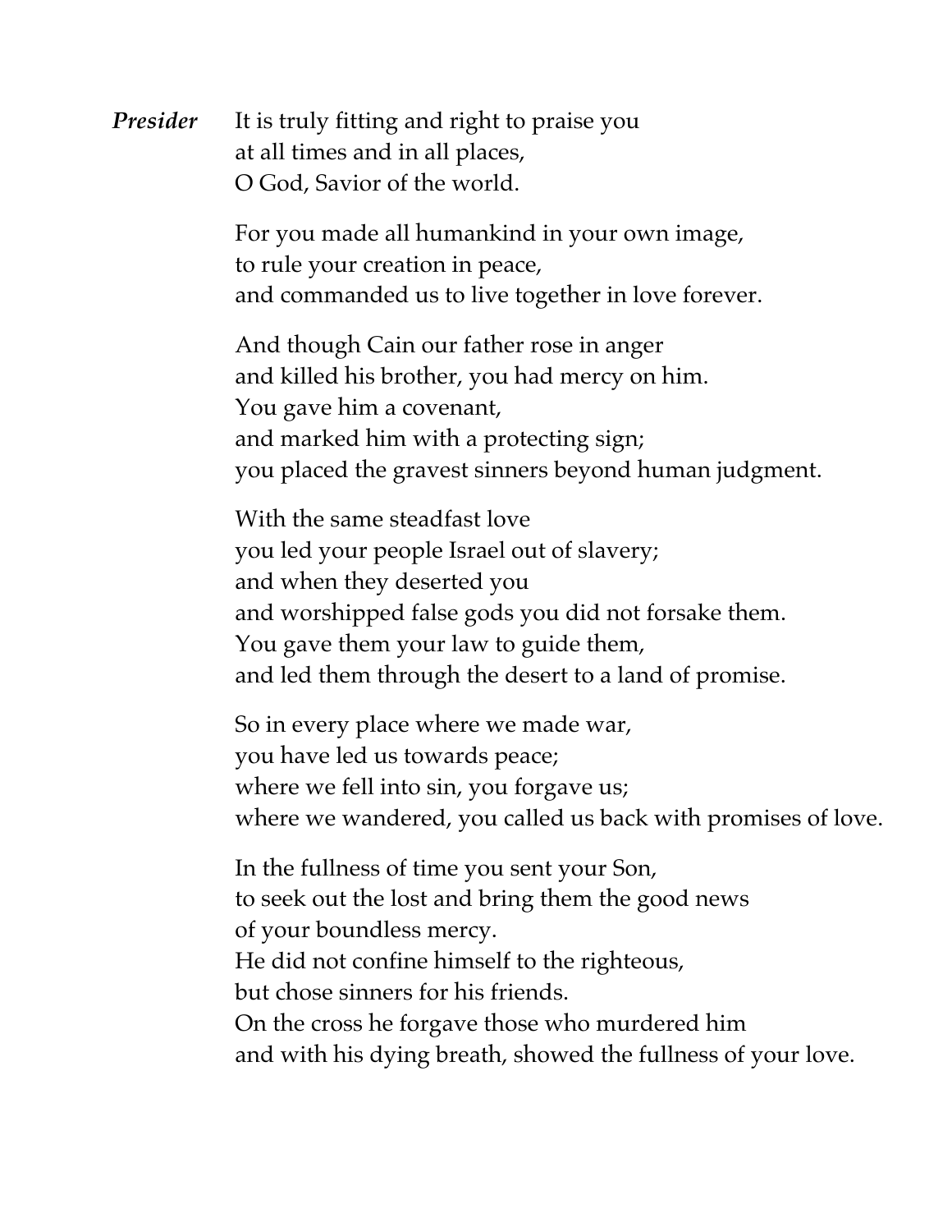***Presider*** It is truly fitting and right to praise you  
at all times and in all places,  
O God, Savior of the world.

For you made all humankind in your own image,  
to rule your creation in peace,  
and commanded us to live together in love forever.

And though Cain our father rose in anger  
and killed his brother, you had mercy on him.  
You gave him a covenant,  
and marked him with a protecting sign;  
you placed the gravest sinners beyond human judgment.

With the same steadfast love  
you led your people Israel out of slavery;  
and when they deserted you  
and worshipped false gods you did not forsake them.  
You gave them your law to guide them,  
and led them through the desert to a land of promise.

So in every place where we made war,  
you have led us towards peace;  
where we fell into sin, you forgave us;  
where we wandered, you called us back with promises of love.

In the fullness of time you sent your Son,  
to seek out the lost and bring them the good news  
of your boundless mercy.  
He did not confine himself to the righteous,  
but chose sinners for his friends.  
On the cross he forgave those who murdered him  
and with his dying breath, showed the fullness of your love.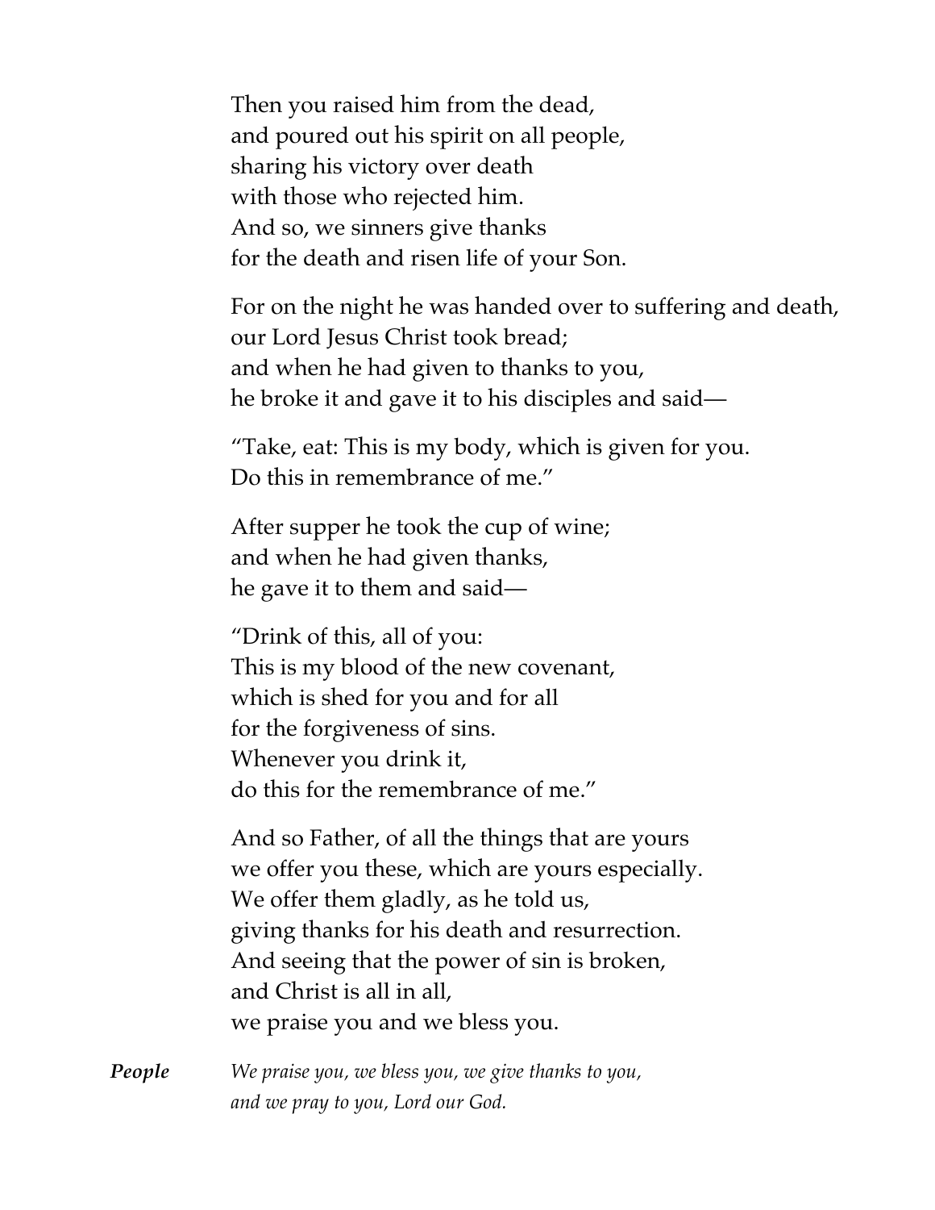Then you raised him from the dead,  
and poured out his spirit on all people,  
sharing his victory over death  
with those who rejected him.  
And so, we sinners give thanks  
for the death and risen life of your Son.

For on the night he was handed over to suffering and death,  
our Lord Jesus Christ took bread;  
and when he had given to thanks to you,  
he broke it and gave it to his disciples and said—

"Take, eat: This is my body, which is given for you.  
Do this in remembrance of me."

After supper he took the cup of wine;  
and when he had given thanks,  
he gave it to them and said—

"Drink of this, all of you:  
This is my blood of the new covenant,  
which is shed for you and for all  
for the forgiveness of sins.  
Whenever you drink it,  
do this for the remembrance of me."

And so Father, of all the things that are yours  
we offer you these, which are yours especially.  
We offer them gladly, as he told us,  
giving thanks for his death and resurrection.  
And seeing that the power of sin is broken,  
and Christ is all in all,  
we praise you and we bless you.

***People*** *We praise you, we bless you, we give thanks to you,*  
*and we pray to you, Lord our God.*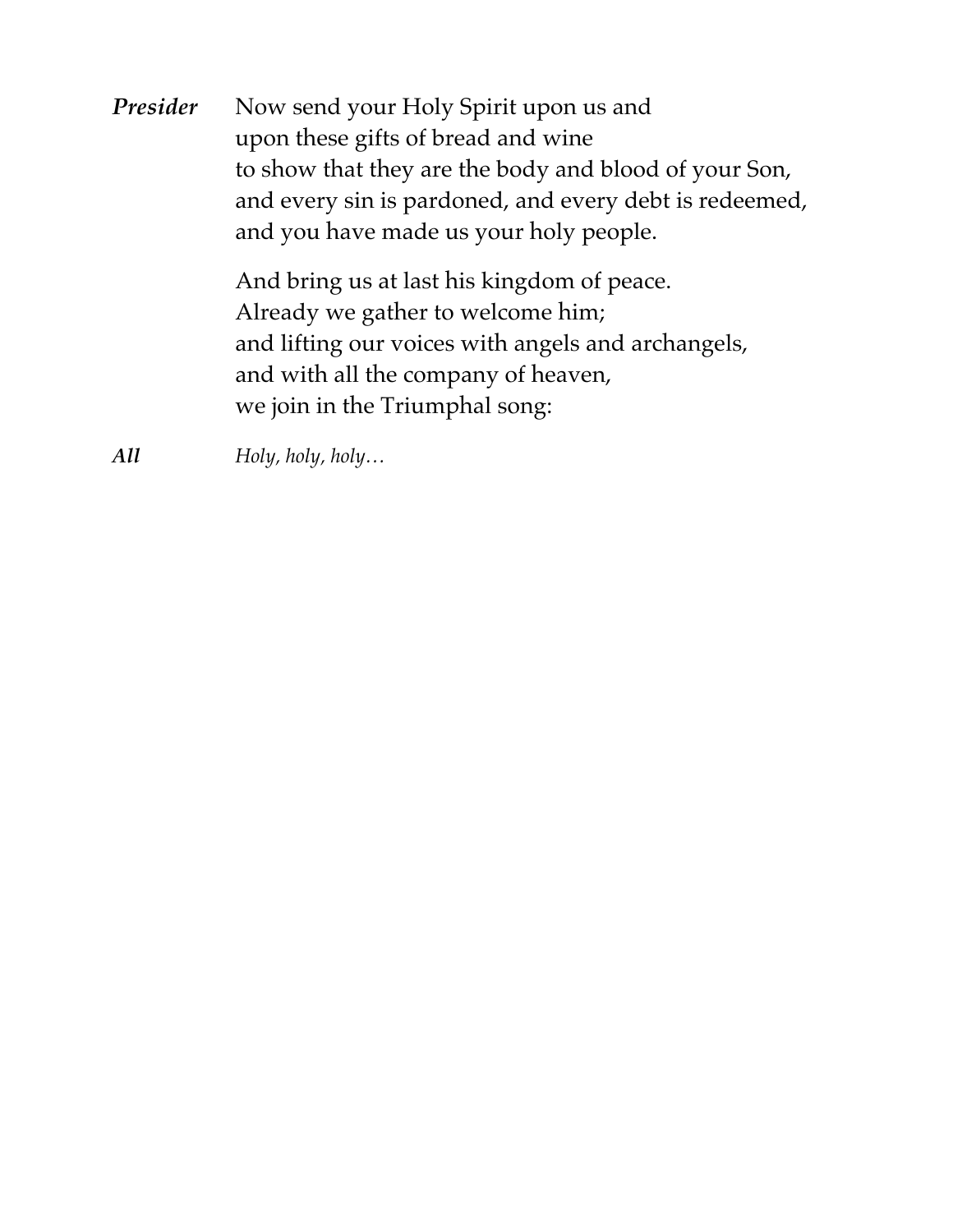***Presider*** Now send your Holy Spirit upon us and
upon these gifts of bread and wine
to show that they are the body and blood of your Son,
and every sin is pardoned, and every debt is redeemed,
and you have made us your holy people.

And bring us at last his kingdom of peace.
Already we gather to welcome him;
and lifting our voices with angels and archangels,
and with all the company of heaven,
we join in the Triumphal song:

***All*** *Holy, holy, holy…*